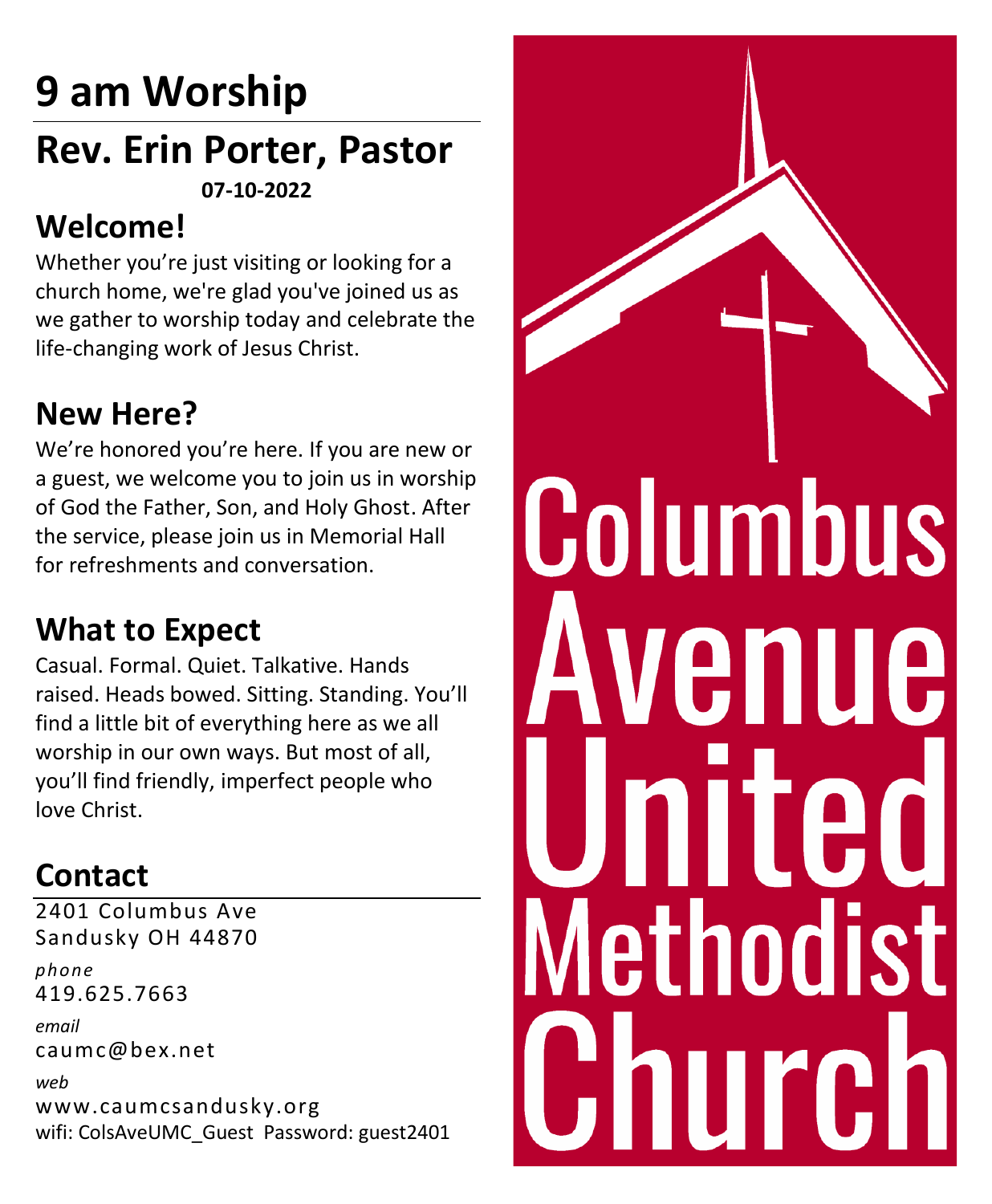# 9 am Worship

## Rev. Erin Porter, Pastor

**07-10-2022**

## Welcome!

Whether you're just visiting or looking for a church home, we're glad you've joined us as we gather to worship today and celebrate the life-changing work of Jesus Christ.

## New Here?

We're honored you're here. If you are new or a guest, we welcome you to join us in worship of God the Father, Son, and Holy Ghost. After the service, please join us in Memorial Hall for refreshments and conversation.

## What to Expect

Casual. Formal. Quiet. Talkative. Hands raised. Heads bowed. Sitting. Standing. You'll find a little bit of everything here as we all worship in our own ways. But most of all, you'll find friendly, imperfect people who love Christ.

## Contact

2401 Columbus Ave
Sandusky OH 44870

*phone*
419.625.7663

*email*
caumc@bex.net

*web*
www.caumcsandusky.org

wifi: ColsAveUMC_Guest Password: guest2401

Columbus Avenue United Methodist Church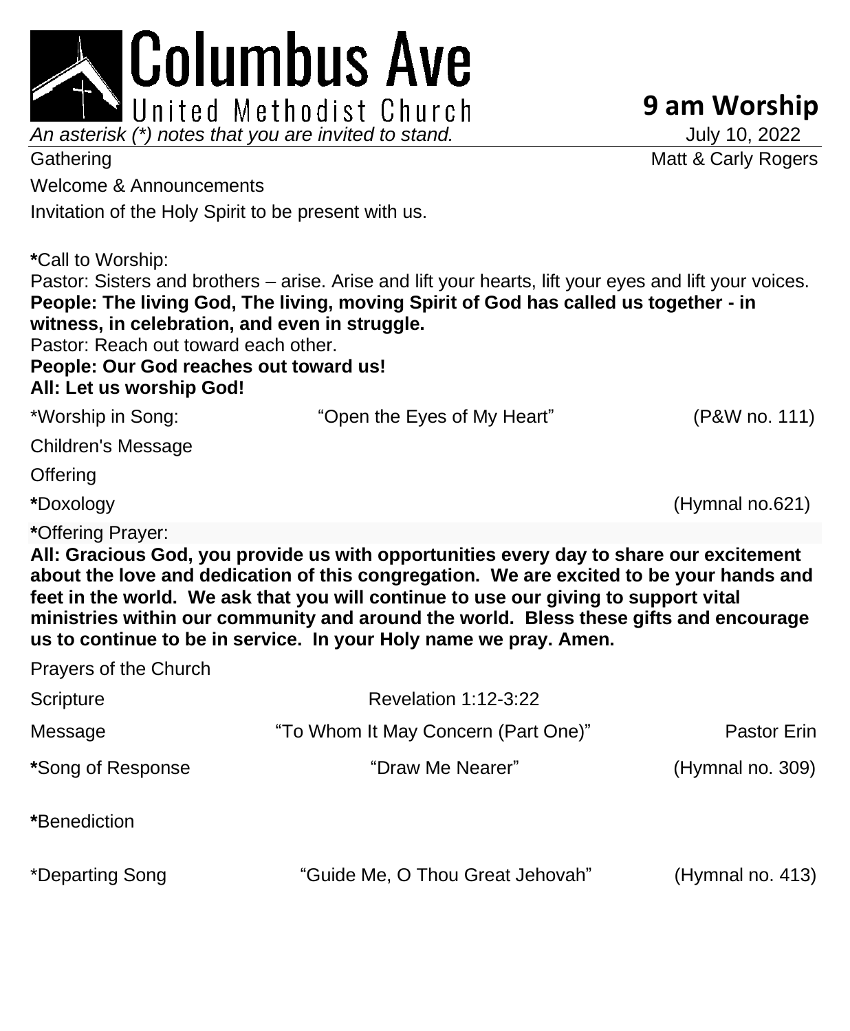# Columbus Ave

United Methodist Church

## 9 am Worship

*An asterisk (*) notes that you are invited to stand.* July 10, 2022

Gathering — Matt & Carly Rogers

Welcome & Announcements

Invitation of the Holy Spirit to be present with us.

**\***Call to Worship:

Pastor: Sisters and brothers – arise. Arise and lift your hearts, lift your eyes and lift your voices.

**People: The living God, The living, moving Spirit of God has called us together - in witness, in celebration, and even in struggle.**

Pastor: Reach out toward each other.

**People: Our God reaches out toward us!**

**All: Let us worship God!**

*Worship in Song: "Open the Eyes of My Heart" (P&W no. 111)

Children's Message

Offering

**\***Doxology (Hymnal no.621)

**\***Offering Prayer:

**All: Gracious God, you provide us with opportunities every day to share our excitement about the love and dedication of this congregation. We are excited to be your hands and feet in the world. We ask that you will continue to use our giving to support vital ministries within our community and around the world. Bless these gifts and encourage us to continue to be in service. In your Holy name we pray. Amen.**

Prayers of the Church

Scripture — Revelation 1:12-3:22

Message — "To Whom It May Concern (Part One)" — Pastor Erin

**\***Song of Response — "Draw Me Nearer" (Hymnal no. 309)

**\***Benediction

*Departing Song — "Guide Me, O Thou Great Jehovah" (Hymnal no. 413)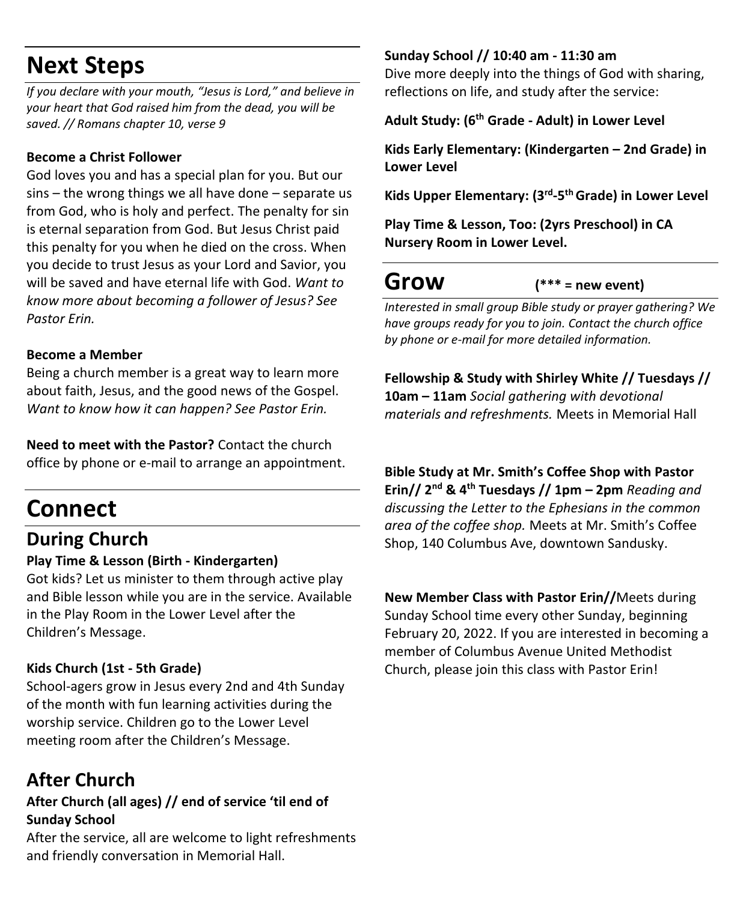# Next Steps

*If you declare with your mouth, "Jesus is Lord," and believe in your heart that God raised him from the dead, you will be saved. // Romans chapter 10, verse 9*

**Become a Christ Follower**

God loves you and has a special plan for you. But our sins – the wrong things we all have done – separate us from God, who is holy and perfect. The penalty for sin is eternal separation from God. But Jesus Christ paid this penalty for you when he died on the cross. When you decide to trust Jesus as your Lord and Savior, you will be saved and have eternal life with God. *Want to know more about becoming a follower of Jesus? See Pastor Erin.*

**Become a Member**

Being a church member is a great way to learn more about faith, Jesus, and the good news of the Gospel. *Want to know how it can happen? See Pastor Erin.*

**Need to meet with the Pastor?** Contact the church office by phone or e-mail to arrange an appointment.

# Connect

## During Church

**Play Time & Lesson (Birth - Kindergarten)**

Got kids? Let us minister to them through active play and Bible lesson while you are in the service. Available in the Play Room in the Lower Level after the Children's Message.

**Kids Church (1st - 5th Grade)**

School-agers grow in Jesus every 2nd and 4th Sunday of the month with fun learning activities during the worship service. Children go to the Lower Level meeting room after the Children's Message.

## After Church

**After Church (all ages) // end of service 'til end of Sunday School**

After the service, all are welcome to light refreshments and friendly conversation in Memorial Hall.

**Sunday School // 10:40 am - 11:30 am**

Dive more deeply into the things of God with sharing, reflections on life, and study after the service:

**Adult Study: (6th Grade - Adult) in Lower Level**

**Kids Early Elementary: (Kindergarten – 2nd Grade) in Lower Level**

**Kids Upper Elementary: (3rd-5th Grade) in Lower Level**

**Play Time & Lesson, Too: (2yrs Preschool) in CA Nursery Room in Lower Level.**

# Grow **(*** = new event)**

*Interested in small group Bible study or prayer gathering? We have groups ready for you to join. Contact the church office by phone or e-mail for more detailed information.*

**Fellowship & Study with Shirley White // Tuesdays // 10am – 11am** *Social gathering with devotional materials and refreshments.* Meets in Memorial Hall

**Bible Study at Mr. Smith's Coffee Shop with Pastor Erin// 2nd & 4th Tuesdays // 1pm – 2pm** *Reading and discussing the Letter to the Ephesians in the common area of the coffee shop.* Meets at Mr. Smith's Coffee Shop, 140 Columbus Ave, downtown Sandusky.

**New Member Class with Pastor Erin//**Meets during Sunday School time every other Sunday, beginning February 20, 2022. If you are interested in becoming a member of Columbus Avenue United Methodist Church, please join this class with Pastor Erin!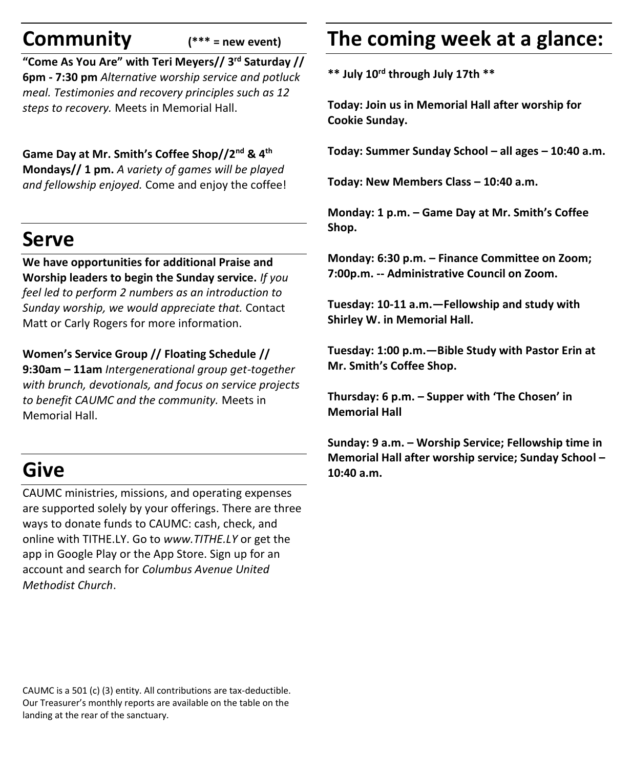## Community (*** = new event)

**"Come As You Are" with Teri Meyers// 3rd Saturday // 6pm - 7:30 pm** *Alternative worship service and potluck meal. Testimonies and recovery principles such as 12 steps to recovery.* Meets in Memorial Hall.

**Game Day at Mr. Smith's Coffee Shop//2nd & 4th Mondays// 1 pm.** *A variety of games will be played and fellowship enjoyed.* Come and enjoy the coffee!

## Serve

**We have opportunities for additional Praise and Worship leaders to begin the Sunday service.** *If you feel led to perform 2 numbers as an introduction to Sunday worship, we would appreciate that.* Contact Matt or Carly Rogers for more information.

**Women's Service Group // Floating Schedule // 9:30am – 11am** *Intergenerational group get-together with brunch, devotionals, and focus on service projects to benefit CAUMC and the community.* Meets in Memorial Hall.

## Give

CAUMC ministries, missions, and operating expenses are supported solely by your offerings. There are three ways to donate funds to CAUMC: cash, check, and online with TITHE.LY. Go to *www.TITHE.LY* or get the app in Google Play or the App Store. Sign up for an account and search for *Columbus Avenue United Methodist Church*.

CAUMC is a 501 (c) (3) entity. All contributions are tax-deductible. Our Treasurer's monthly reports are available on the table on the landing at the rear of the sanctuary.

## The coming week at a glance:

**** July 10rd through July 17th ****

**Today: Join us in Memorial Hall after worship for Cookie Sunday.**

**Today: Summer Sunday School – all ages – 10:40 a.m.**

**Today: New Members Class – 10:40 a.m.**

**Monday: 1 p.m. – Game Day at Mr. Smith's Coffee Shop.**

**Monday: 6:30 p.m. – Finance Committee on Zoom; 7:00p.m. -- Administrative Council on Zoom.**

**Tuesday: 10-11 a.m.—Fellowship and study with Shirley W. in Memorial Hall.**

**Tuesday: 1:00 p.m.—Bible Study with Pastor Erin at Mr. Smith's Coffee Shop.**

**Thursday: 6 p.m. – Supper with 'The Chosen' in Memorial Hall**

**Sunday: 9 a.m. – Worship Service; Fellowship time in Memorial Hall after worship service; Sunday School – 10:40 a.m.**